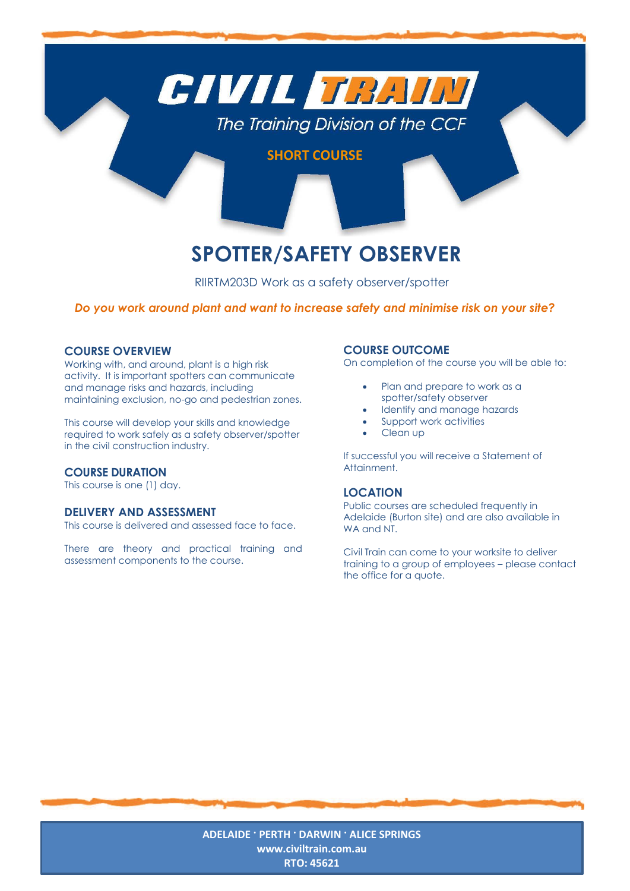CIVIL TRAIN

*The Training Division of the CCF*

**SHORT COURSE**

# SPOTTER/SAFETY OBSERVER

RIIRTM203D Work as a safety observer/spotter

***Do you work around plant and want to increase safety and minimise risk on your site?***

## COURSE OVERVIEW

Working with, and around, plant is a high risk activity. It is important spotters can communicate and manage risks and hazards, including maintaining exclusion, no-go and pedestrian zones.

This course will develop your skills and knowledge required to work safely as a safety observer/spotter in the civil construction industry.

## COURSE DURATION

This course is one (1) day.

## DELIVERY AND ASSESSMENT

This course is delivered and assessed face to face.

There are theory and practical training and assessment components to the course.

## COURSE OUTCOME

On completion of the course you will be able to:

- Plan and prepare to work as a spotter/safety observer
- Identify and manage hazards
- Support work activities
- Clean up

If successful you will receive a Statement of Attainment.

## LOCATION

Public courses are scheduled frequently in Adelaide (Burton site) and are also available in WA and NT.

Civil Train can come to your worksite to deliver training to a group of employees – please contact the office for a quote.

**ADELAIDE · PERTH · DARWIN · ALICE SPRINGS**
**www.civiltrain.com.au**
**RTO: 45621**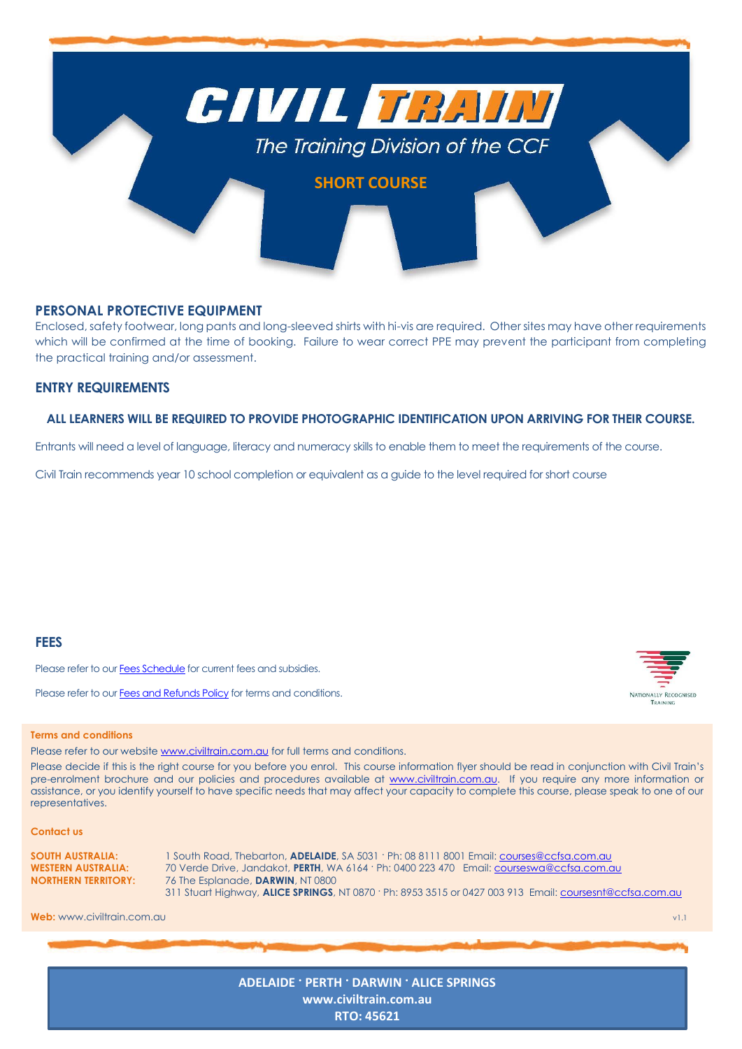# CIVIL TRAIN

*The Training Division of the CCF*

**SHORT COURSE**

## PERSONAL PROTECTIVE EQUIPMENT

Enclosed, safety footwear, long pants and long-sleeved shirts with hi-vis are required. Other sites may have other requirements which will be confirmed at the time of booking. Failure to wear correct PPE may prevent the participant from completing the practical training and/or assessment.

## ENTRY REQUIREMENTS

**ALL LEARNERS WILL BE REQUIRED TO PROVIDE PHOTOGRAPHIC IDENTIFICATION UPON ARRIVING FOR THEIR COURSE.**

Entrants will need a level of language, literacy and numeracy skills to enable them to meet the requirements of the course.

Civil Train recommends year 10 school completion or equivalent as a guide to the level required for short course

## FEES

Please refer to our Fees Schedule for current fees and subsidies.

Please refer to our Fees and Refunds Policy for terms and conditions.

Nationally Recognised Training

**Terms and conditions**

Please refer to our website www.civiltrain.com.au for full terms and conditions.

Please decide if this is the right course for you before you enrol. This course information flyer should be read in conjunction with Civil Train's pre-enrolment brochure and our policies and procedures available at www.civiltrain.com.au. If you require any more information or assistance, or you identify yourself to have specific needs that may affect your capacity to complete this course, please speak to one of our representatives.

**Contact us**

**SOUTH AUSTRALIA:** 1 South Road, Thebarton, **ADELAIDE**, SA 5031 · Ph: 08 8111 8001 Email: courses@ccfsa.com.au

**WESTERN AUSTRALIA:** 70 Verde Drive, Jandakot, **PERTH**, WA 6164 · Ph: 0400 223 470 Email: courseswa@ccfsa.com.au

**NORTHERN TERRITORY:** 76 The Esplanade, **DARWIN**, NT 0800
311 Stuart Highway, **ALICE SPRINGS**, NT 0870 · Ph: 8953 3515 or 0427 003 913 Email: coursesnt@ccfsa.com.au

**Web:** www.civiltrain.com.au

v1.1

**ADELAIDE · PERTH · DARWIN · ALICE SPRINGS**
**www.civiltrain.com.au**
**RTO: 45621**